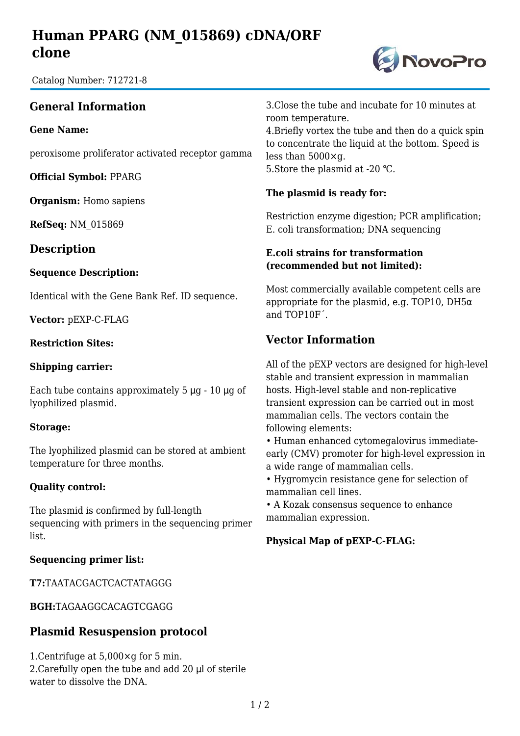# Human PPARG (NM_015869) cDNA/ORF clone

Catalog Number: 712721-8

## General Information

**Gene Name:**

peroxisome proliferator activated receptor gamma

**Official Symbol:** PPARG

**Organism:** Homo sapiens

**RefSeq:** NM_015869

## Description

**Sequence Description:**

Identical with the Gene Bank Ref. ID sequence.

**Vector:** pEXP-C-FLAG

**Restriction Sites:**

**Shipping carrier:**

Each tube contains approximately 5 µg - 10 µg of lyophilized plasmid.

**Storage:**

The lyophilized plasmid can be stored at ambient temperature for three months.

**Quality control:**

The plasmid is confirmed by full-length sequencing with primers in the sequencing primer list.

**Sequencing primer list:**

**T7:**TAATACGACTCACTATAGGG

**BGH:**TAGAAGGCACAGTCGAGG

## Plasmid Resuspension protocol

1.Centrifuge at 5,000×g for 5 min.
2.Carefully open the tube and add 20 µl of sterile water to dissolve the DNA.
3.Close the tube and incubate for 10 minutes at room temperature.
4.Briefly vortex the tube and then do a quick spin to concentrate the liquid at the bottom. Speed is less than 5000×g.
5.Store the plasmid at -20 ℃.

**The plasmid is ready for:**

Restriction enzyme digestion; PCR amplification; E. coli transformation; DNA sequencing

**E.coli strains for transformation (recommended but not limited):**

Most commercially available competent cells are appropriate for the plasmid, e.g. TOP10, DH5α and TOP10F´.

## Vector Information

All of the pEXP vectors are designed for high-level stable and transient expression in mammalian hosts. High-level stable and non-replicative transient expression can be carried out in most mammalian cells. The vectors contain the following elements:
• Human enhanced cytomegalovirus immediate-early (CMV) promoter for high-level expression in a wide range of mammalian cells.
• Hygromycin resistance gene for selection of mammalian cell lines.
• A Kozak consensus sequence to enhance mammalian expression.

**Physical Map of pEXP-C-FLAG:**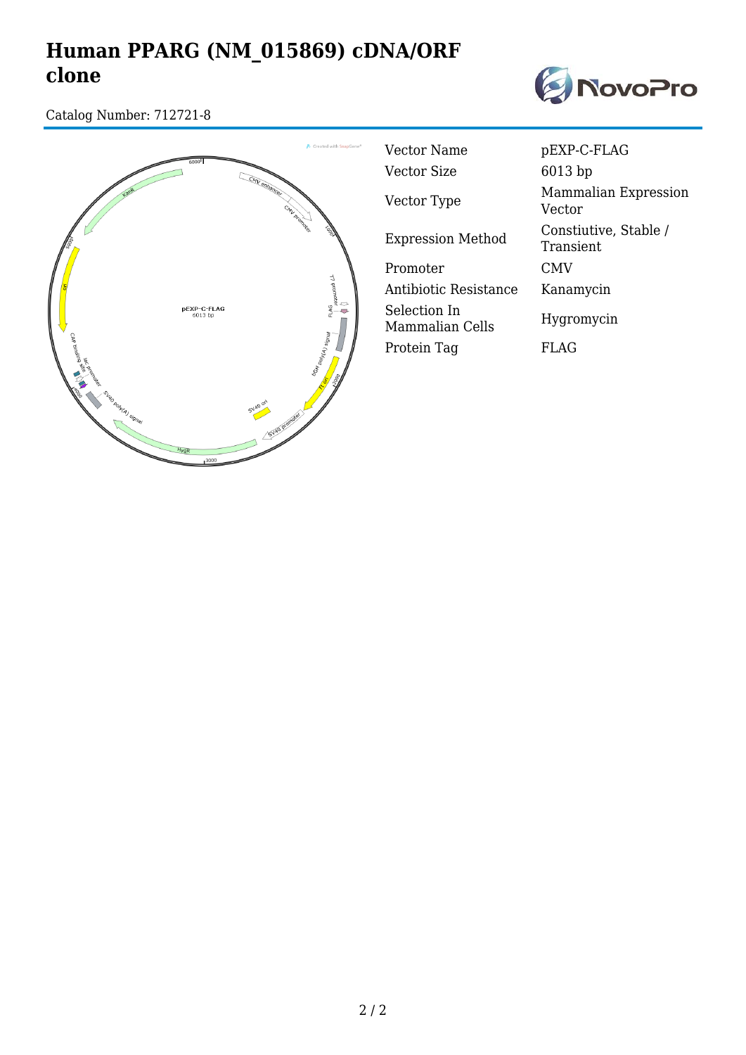# Human PPARG (NM_015869) cDNA/ORF clone

Catalog Number: 712721-8

Created with SnapGene®

pEXP-C-FLAG
6013 bp

6000
CMV enhancer
CMV promoter
T7 promoter
FLAG
bGH poly(A) signal
f1 ori
SV40 promoter
SV40 ori
HygR
3000
SV40 poly(A) signal
lac promoter
CAP binding site
ori
KanR

| | |
|---|---|
| Vector Name | pEXP-C-FLAG |
| Vector Size | 6013 bp |
| Vector Type | Mammalian Expression Vector |
| Expression Method | Constiutive, Stable / Transient |
| Promoter | CMV |
| Antibiotic Resistance | Kanamycin |
| Selection In Mammalian Cells | Hygromycin |
| Protein Tag | FLAG |